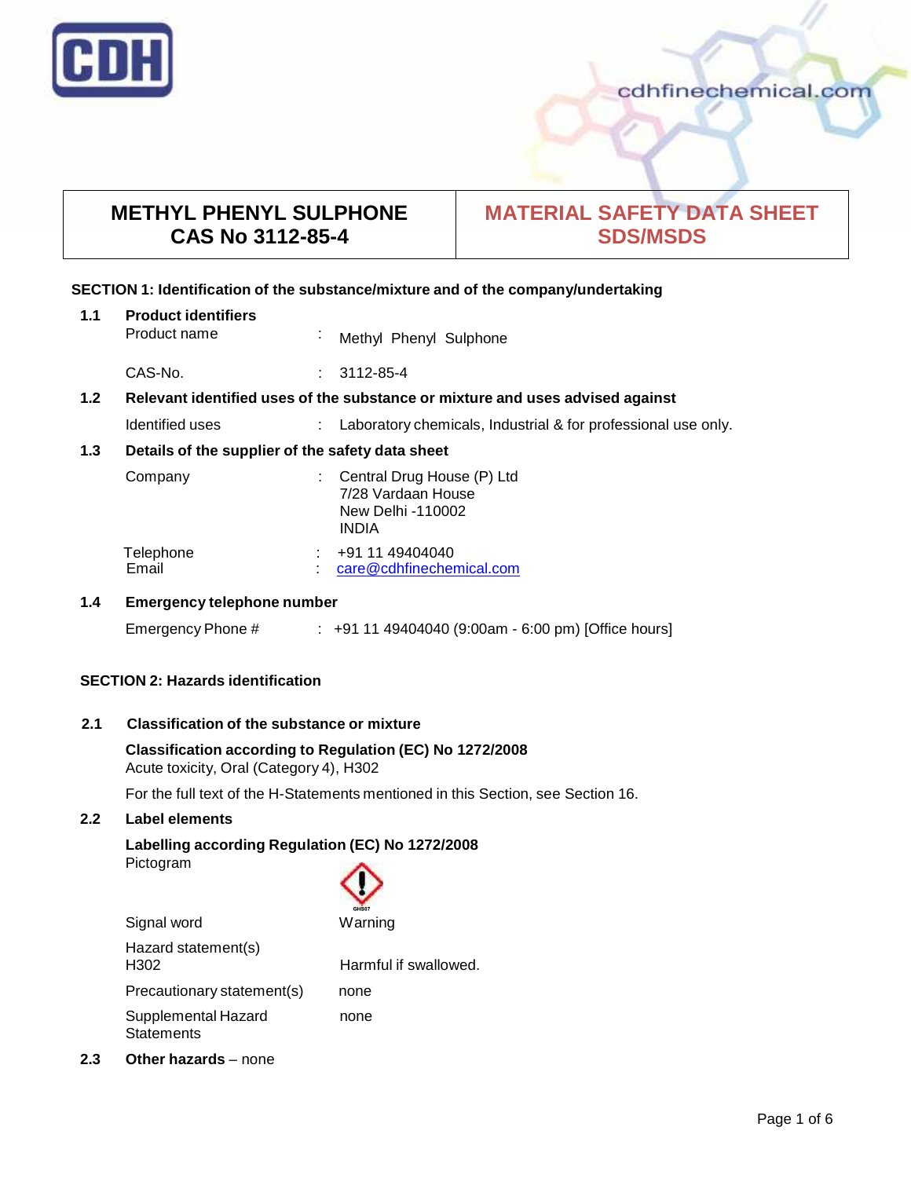# METHYL PHENYL SULPHONE
# CAS No 3112-85-4

## MATERIAL SAFETY DATA SHEET SDS/MSDS

## SECTION 1: Identification of the substance/mixture and of the company/undertaking

### 1.1 Product identifiers

| | | |
|---|---|---|
| Product name | : | Methyl Phenyl Sulphone |
| CAS-No. | : | 3112-85-4 |

### 1.2 Relevant identified uses of the substance or mixture and uses advised against

| | | |
|---|---|---|
| Identified uses | : | Laboratory chemicals, Industrial & for professional use only. |

### 1.3 Details of the supplier of the safety data sheet

| | | |
|---|---|---|
| Company | : | Central Drug House (P) Ltd<br>7/28 Vardaan House<br>New Delhi -110002<br>INDIA |
| Telephone | : | +91 11 49404040 |
| Email | : | care@cdhfinechemical.com |

### 1.4 Emergency telephone number

| | | |
|---|---|---|
| Emergency Phone # | : | +91 11 49404040 (9:00am - 6:00 pm) [Office hours] |

## SECTION 2: Hazards identification

### 2.1 Classification of the substance or mixture

**Classification according to Regulation (EC) No 1272/2008**
Acute toxicity, Oral (Category 4), H302

For the full text of the H-Statements mentioned in this Section, see Section 16.

### 2.2 Label elements

**Labelling according Regulation (EC) No 1272/2008**

| | |
|---|---|
| Pictogram | GHS07 |
| Signal word | Warning |
| Hazard statement(s)<br>H302 | Harmful if swallowed. |
| Precautionary statement(s) | none |
| Supplemental Hazard Statements | none |

### 2.3 Other hazards – none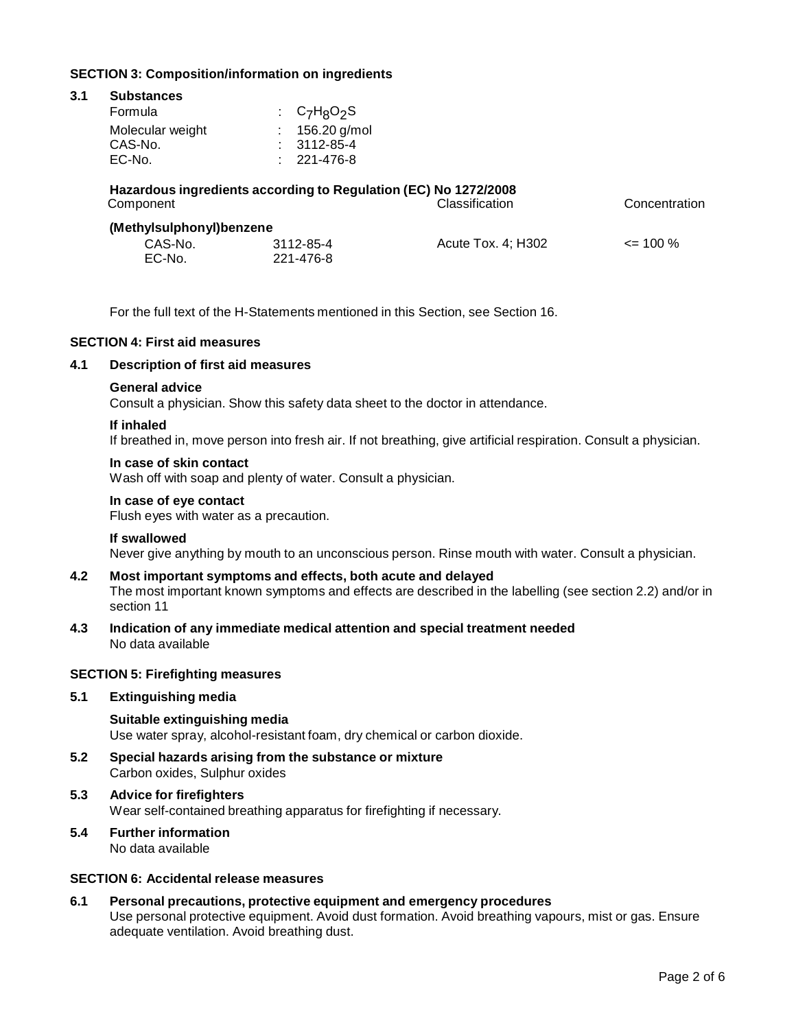## SECTION 3: Composition/information on ingredients

### 3.1 Substances

| | | |
|---|---|---|
| Formula | : | $C_7H_8O_2S$ |
| Molecular weight | : | 156.20 g/mol |
| CAS-No. | : | 3112-85-4 |
| EC-No. | : | 221-476-8 |

**Hazardous ingredients according to Regulation (EC) No 1272/2008**

| Component | | Classification | Concentration |
|---|---|---|---|
| **(Methylsulphonyl)benzene** | | | |
| CAS-No. | 3112-85-4 | Acute Tox. 4; H302 | <= 100 % |
| EC-No. | 221-476-8 | | |

For the full text of the H-Statements mentioned in this Section, see Section 16.

## SECTION 4: First aid measures

### 4.1 Description of first aid measures

**General advice**
Consult a physician. Show this safety data sheet to the doctor in attendance.

**If inhaled**
If breathed in, move person into fresh air. If not breathing, give artificial respiration. Consult a physician.

**In case of skin contact**
Wash off with soap and plenty of water. Consult a physician.

**In case of eye contact**
Flush eyes with water as a precaution.

**If swallowed**
Never give anything by mouth to an unconscious person. Rinse mouth with water. Consult a physician.

### 4.2 Most important symptoms and effects, both acute and delayed

The most important known symptoms and effects are described in the labelling (see section 2.2) and/or in section 11

### 4.3 Indication of any immediate medical attention and special treatment needed

No data available

## SECTION 5: Firefighting measures

### 5.1 Extinguishing media

**Suitable extinguishing media**
Use water spray, alcohol-resistant foam, dry chemical or carbon dioxide.

### 5.2 Special hazards arising from the substance or mixture

Carbon oxides, Sulphur oxides

### 5.3 Advice for firefighters

Wear self-contained breathing apparatus for firefighting if necessary.

### 5.4 Further information

No data available

## SECTION 6: Accidental release measures

### 6.1 Personal precautions, protective equipment and emergency procedures

Use personal protective equipment. Avoid dust formation. Avoid breathing vapours, mist or gas. Ensure adequate ventilation. Avoid breathing dust.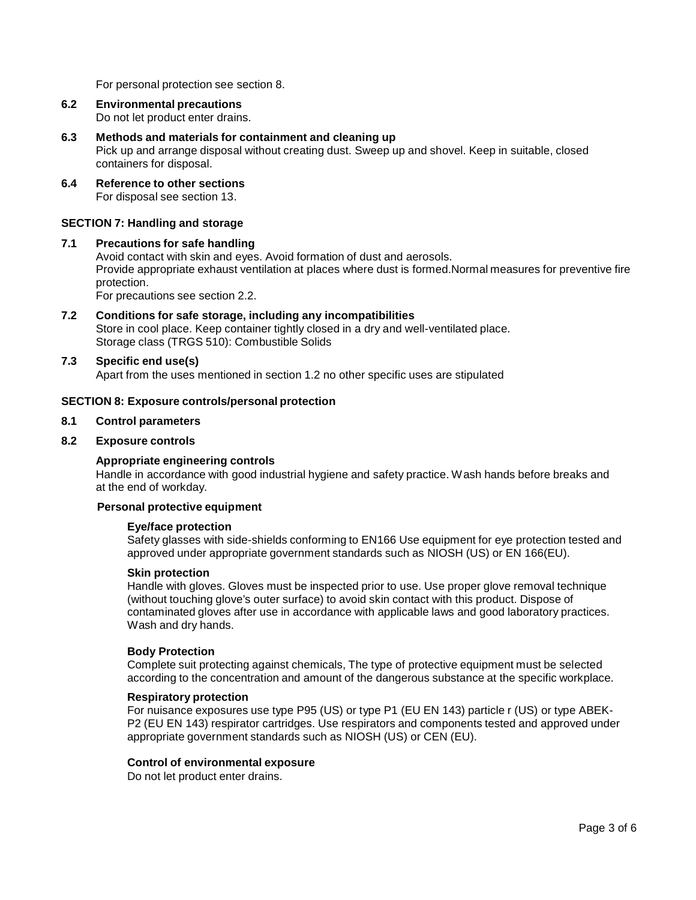For personal protection see section 8.

**6.2 Environmental precautions**

Do not let product enter drains.

**6.3 Methods and materials for containment and cleaning up**

Pick up and arrange disposal without creating dust. Sweep up and shovel. Keep in suitable, closed containers for disposal.

**6.4 Reference to other sections**

For disposal see section 13.

## SECTION 7: Handling and storage

**7.1 Precautions for safe handling**

Avoid contact with skin and eyes. Avoid formation of dust and aerosols.
Provide appropriate exhaust ventilation at places where dust is formed.Normal measures for preventive fire protection.
For precautions see section 2.2.

**7.2 Conditions for safe storage, including any incompatibilities**

Store in cool place. Keep container tightly closed in a dry and well-ventilated place.
Storage class (TRGS 510): Combustible Solids

**7.3 Specific end use(s)**

Apart from the uses mentioned in section 1.2 no other specific uses are stipulated

## SECTION 8: Exposure controls/personal protection

**8.1 Control parameters**

**8.2 Exposure controls**

**Appropriate engineering controls**

Handle in accordance with good industrial hygiene and safety practice. Wash hands before breaks and at the end of workday.

**Personal protective equipment**

**Eye/face protection**

Safety glasses with side-shields conforming to EN166 Use equipment for eye protection tested and approved under appropriate government standards such as NIOSH (US) or EN 166(EU).

**Skin protection**

Handle with gloves. Gloves must be inspected prior to use. Use proper glove removal technique (without touching glove's outer surface) to avoid skin contact with this product. Dispose of contaminated gloves after use in accordance with applicable laws and good laboratory practices. Wash and dry hands.

**Body Protection**

Complete suit protecting against chemicals, The type of protective equipment must be selected according to the concentration and amount of the dangerous substance at the specific workplace.

**Respiratory protection**

For nuisance exposures use type P95 (US) or type P1 (EU EN 143) particle r (US) or type ABEK-P2 (EU EN 143) respirator cartridges. Use respirators and components tested and approved under appropriate government standards such as NIOSH (US) or CEN (EU).

**Control of environmental exposure**

Do not let product enter drains.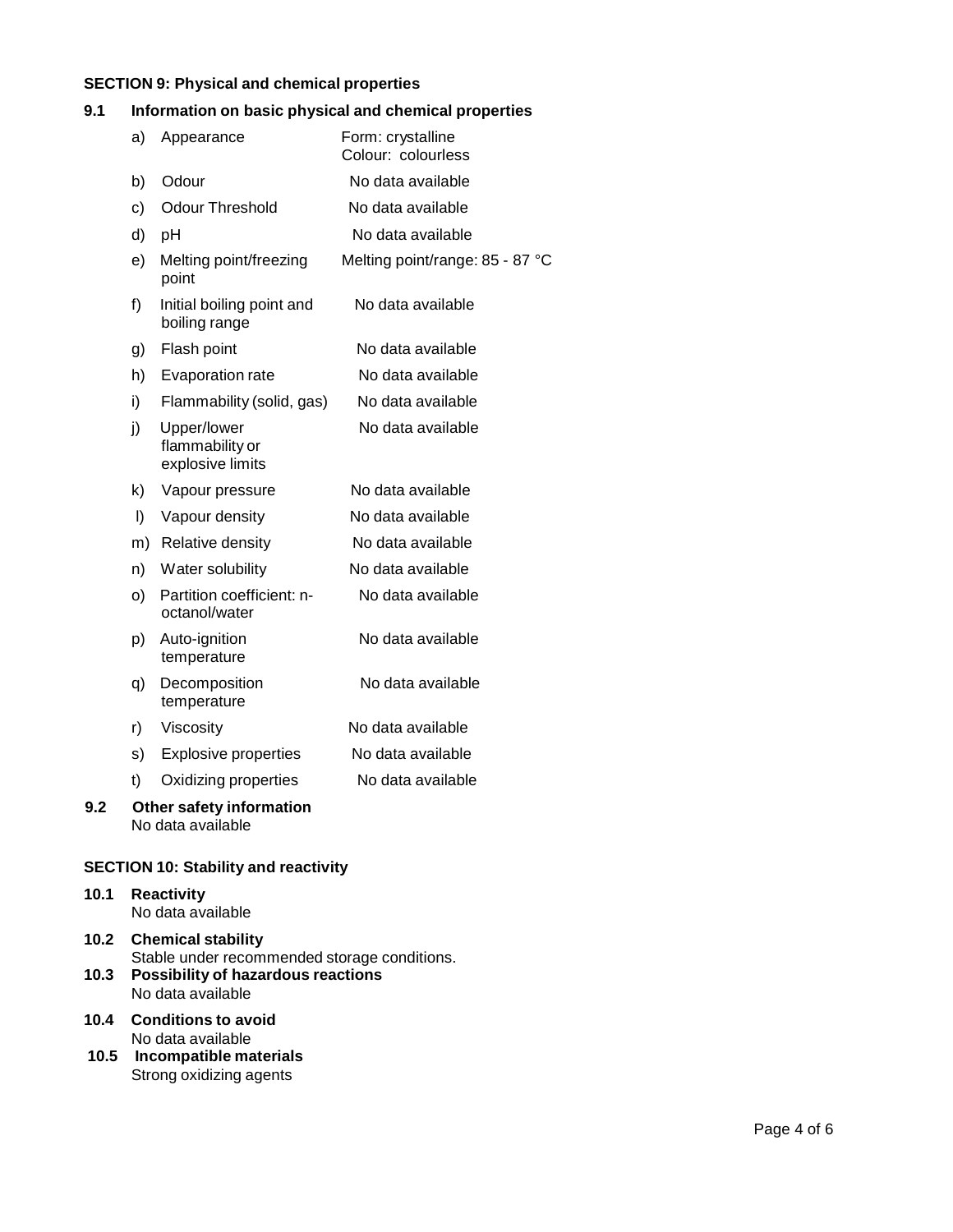## SECTION 9: Physical and chemical properties

### 9.1 Information on basic physical and chemical properties

| | Property | Value |
|---|---|---|
| a) | Appearance | Form: crystalline<br>Colour: colourless |
| b) | Odour | No data available |
| c) | Odour Threshold | No data available |
| d) | pH | No data available |
| e) | Melting point/freezing point | Melting point/range: 85 - 87 °C |
| f) | Initial boiling point and boiling range | No data available |
| g) | Flash point | No data available |
| h) | Evaporation rate | No data available |
| i) | Flammability (solid, gas) | No data available |
| j) | Upper/lower flammability or explosive limits | No data available |
| k) | Vapour pressure | No data available |
| l) | Vapour density | No data available |
| m) | Relative density | No data available |
| n) | Water solubility | No data available |
| o) | Partition coefficient: n-octanol/water | No data available |
| p) | Auto-ignition temperature | No data available |
| q) | Decomposition temperature | No data available |
| r) | Viscosity | No data available |
| s) | Explosive properties | No data available |
| t) | Oxidizing properties | No data available |

### 9.2 Other safety information

No data available

## SECTION 10: Stability and reactivity

### 10.1 Reactivity

No data available

### 10.2 Chemical stability

Stable under recommended storage conditions.

### 10.3 Possibility of hazardous reactions

No data available

### 10.4 Conditions to avoid

No data available

### 10.5 Incompatible materials

Strong oxidizing agents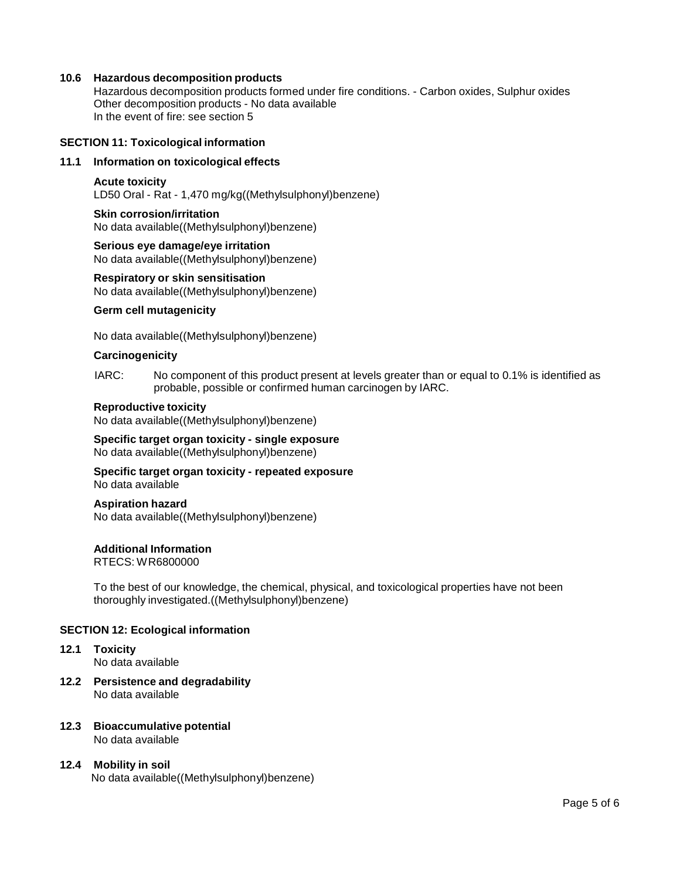### 10.6 Hazardous decomposition products

Hazardous decomposition products formed under fire conditions. - Carbon oxides, Sulphur oxides
Other decomposition products - No data available
In the event of fire: see section 5

## SECTION 11: Toxicological information

### 11.1 Information on toxicological effects

**Acute toxicity**
LD50 Oral - Rat - 1,470 mg/kg((Methylsulphonyl)benzene)

**Skin corrosion/irritation**
No data available((Methylsulphonyl)benzene)

**Serious eye damage/eye irritation**
No data available((Methylsulphonyl)benzene)

**Respiratory or skin sensitisation**
No data available((Methylsulphonyl)benzene)

**Germ cell mutagenicity**

No data available((Methylsulphonyl)benzene)

**Carcinogenicity**

IARC: No component of this product present at levels greater than or equal to 0.1% is identified as probable, possible or confirmed human carcinogen by IARC.

**Reproductive toxicity**
No data available((Methylsulphonyl)benzene)

**Specific target organ toxicity - single exposure**
No data available((Methylsulphonyl)benzene)

**Specific target organ toxicity - repeated exposure**
No data available

**Aspiration hazard**
No data available((Methylsulphonyl)benzene)

**Additional Information**
RTECS: WR6800000

To the best of our knowledge, the chemical, physical, and toxicological properties have not been thoroughly investigated.((Methylsulphonyl)benzene)

## SECTION 12: Ecological information

### 12.1 Toxicity
No data available

### 12.2 Persistence and degradability
No data available

### 12.3 Bioaccumulative potential
No data available

### 12.4 Mobility in soil
No data available((Methylsulphonyl)benzene)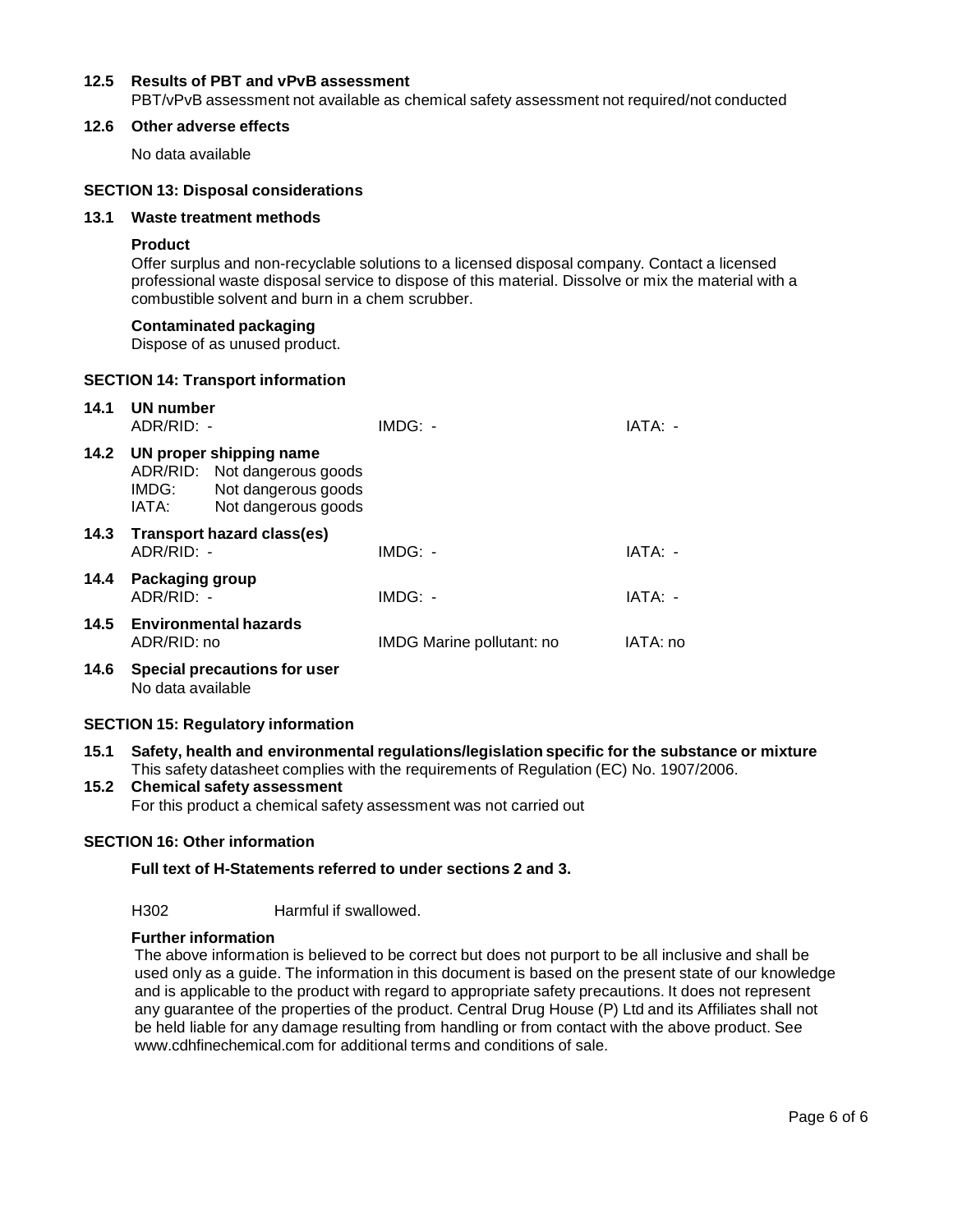### 12.5 Results of PBT and vPvB assessment

PBT/vPvB assessment not available as chemical safety assessment not required/not conducted

### 12.6 Other adverse effects

No data available

## SECTION 13: Disposal considerations

### 13.1 Waste treatment methods

**Product**

Offer surplus and non-recyclable solutions to a licensed disposal company. Contact a licensed professional waste disposal service to dispose of this material. Dissolve or mix the material with a combustible solvent and burn in a chem scrubber.

**Contaminated packaging**

Dispose of as unused product.

## SECTION 14: Transport information

### 14.1 UN number

| | | |
|---|---|---|
| ADR/RID: - | IMDG: - | IATA: - |

### 14.2 UN proper shipping name

| | |
|---|---|
| ADR/RID: | Not dangerous goods |
| IMDG: | Not dangerous goods |
| IATA: | Not dangerous goods |

### 14.3 Transport hazard class(es)

| | | |
|---|---|---|
| ADR/RID: - | IMDG: - | IATA: - |

### 14.4 Packaging group

| | | |
|---|---|---|
| ADR/RID: - | IMDG: - | IATA: - |

### 14.5 Environmental hazards

| | | |
|---|---|---|
| ADR/RID: no | IMDG Marine pollutant: no | IATA: no |

### 14.6 Special precautions for user

No data available

## SECTION 15: Regulatory information

### 15.1 Safety, health and environmental regulations/legislation specific for the substance or mixture

This safety datasheet complies with the requirements of Regulation (EC) No. 1907/2006.

### 15.2 Chemical safety assessment

For this product a chemical safety assessment was not carried out

## SECTION 16: Other information

**Full text of H-Statements referred to under sections 2 and 3.**

H302 Harmful if swallowed.

**Further information**

The above information is believed to be correct but does not purport to be all inclusive and shall be used only as a guide. The information in this document is based on the present state of our knowledge and is applicable to the product with regard to appropriate safety precautions. It does not represent any guarantee of the properties of the product. Central Drug House (P) Ltd and its Affiliates shall not be held liable for any damage resulting from handling or from contact with the above product. See www.cdhfinechemical.com for additional terms and conditions of sale.